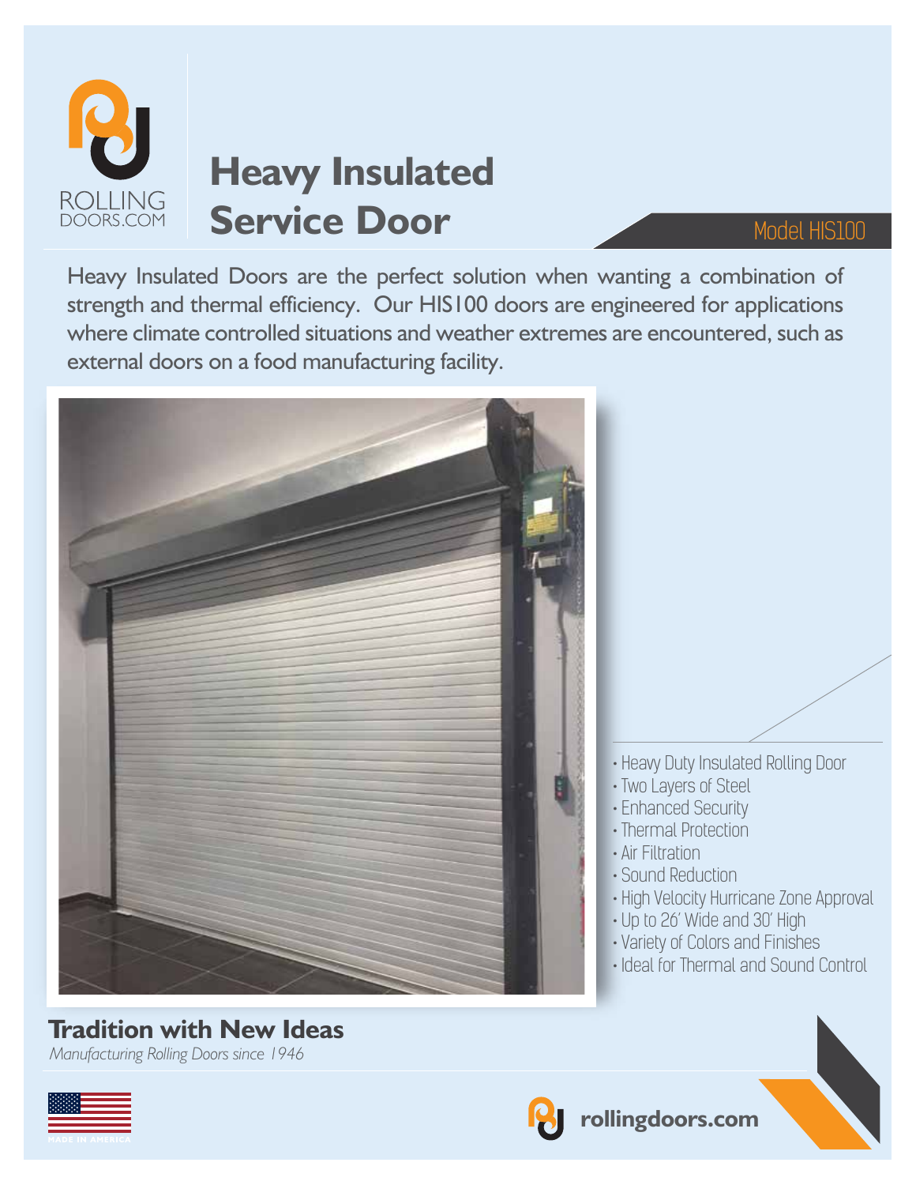ROLLING DOORS.COM

# Heavy Insulated Service Door

Model HIS100

Heavy Insulated Doors are the perfect solution when wanting a combination of strength and thermal efficiency. Our HIS100 doors are engineered for applications where climate controlled situations and weather extremes are encountered, such as external doors on a food manufacturing facility.

- Heavy Duty Insulated Rolling Door
- Two Layers of Steel
- Enhanced Security
- Thermal Protection
- Air Filtration
- Sound Reduction
- High Velocity Hurricane Zone Approval
- Up to 26' Wide and 30' High
- Variety of Colors and Finishes
- Ideal for Thermal and Sound Control

## Tradition with New Ideas

*Manufacturing Rolling Doors since 1946*

MADE IN AMERICA

**rollingdoors.com**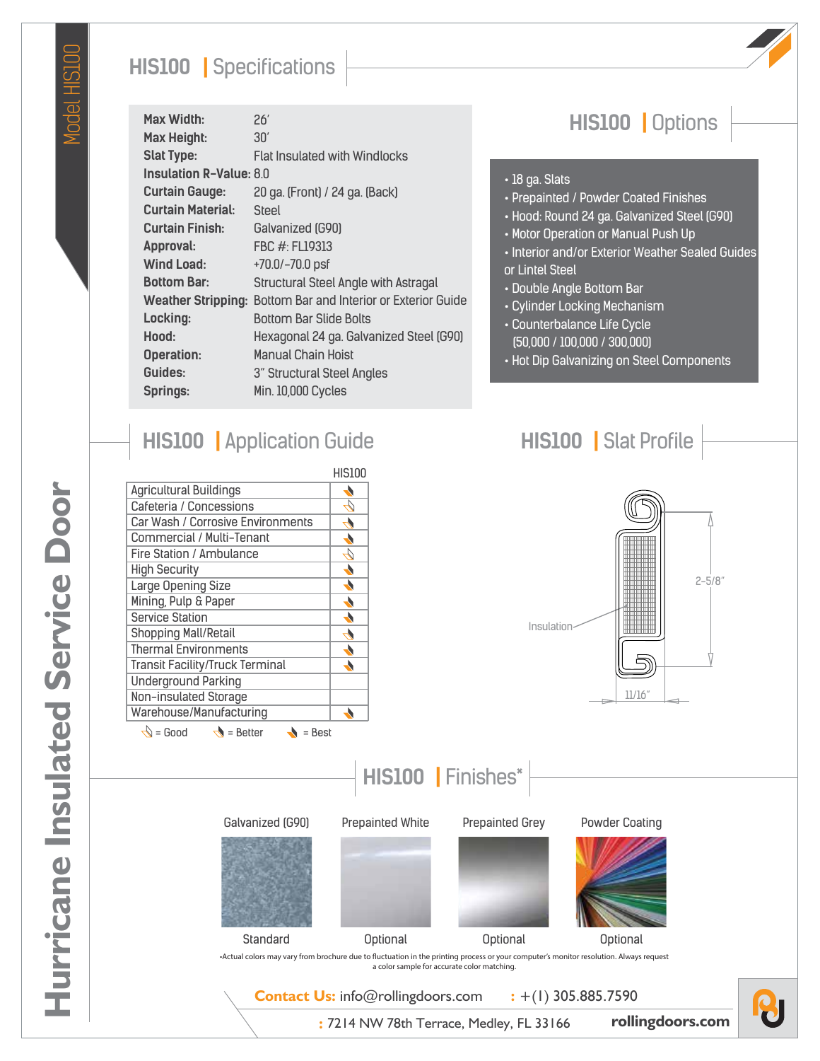# Hurricane Insulated Service Door

Model HIS100

## HIS100 | Specifications

| | |
|---|---|
| **Max Width:** | 26′ |
| **Max Height:** | 30′ |
| **Slat Type:** | Flat Insulated with Windlocks |
| **Insulation R-Value:** | 8.0 |
| **Curtain Gauge:** | 20 ga. (Front) / 24 ga. (Back) |
| **Curtain Material:** | Steel |
| **Curtain Finish:** | Galvanized (G90) |
| **Approval:** | FBC #: FL19313 |
| **Wind Load:** | +70.0/-70.0 psf |
| **Bottom Bar:** | Structural Steel Angle with Astragal |
| **Weather Stripping:** | Bottom Bar and Interior or Exterior Guide |
| **Locking:** | Bottom Bar Slide Bolts |
| **Hood:** | Hexagonal 24 ga. Galvanized Steel (G90) |
| **Operation:** | Manual Chain Hoist |
| **Guides:** | 3″ Structural Steel Angles |
| **Springs:** | Min. 10,000 Cycles |

## HIS100 | Options

- 18 ga. Slats
- Prepainted / Powder Coated Finishes
- Hood: Round 24 ga. Galvanized Steel (G90)
- Motor Operation or Manual Push Up
- Interior and/or Exterior Weather Sealed Guides or Lintel Steel
- Double Angle Bottom Bar
- Cylinder Locking Mechanism
- Counterbalance Life Cycle (50,000 / 100,000 / 300,000)
- Hot Dip Galvanizing on Steel Components

## HIS100 | Application Guide

| | HIS100 |
|---|---|
| Agricultural Buildings | Best |
| Cafeteria / Concessions | Good |
| Car Wash / Corrosive Environments | Better |
| Commercial / Multi-Tenant | Best |
| Fire Station / Ambulance | Good |
| High Security | Best |
| Large Opening Size | Best |
| Mining, Pulp & Paper | Better |
| Service Station | Better |
| Shopping Mall/Retail | Better |
| Thermal Environments | Better |
| Transit Facility/Truck Terminal | Best |
| Underground Parking | |
| Non-insulated Storage | |
| Warehouse/Manufacturing | Best |

= Good = Better = Best

## HIS100 | Slat Profile

2-5/8″

Insulation

11/16″

## HIS100 | Finishes*

| Galvanized (G90) | Prepainted White | Prepainted Grey | Powder Coating |
|---|---|---|---|
| Standard | Optional | Optional | Optional |

*Actual colors may vary from brochure due to fluctuation in the printing process or your computer's monitor resolution. Always request a color sample for accurate color matching.

**Contact Us:** info@rollingdoors.com : +(1) 305.885.7590

: 7214 NW 78th Terrace, Medley, FL 33166 **rollingdoors.com**